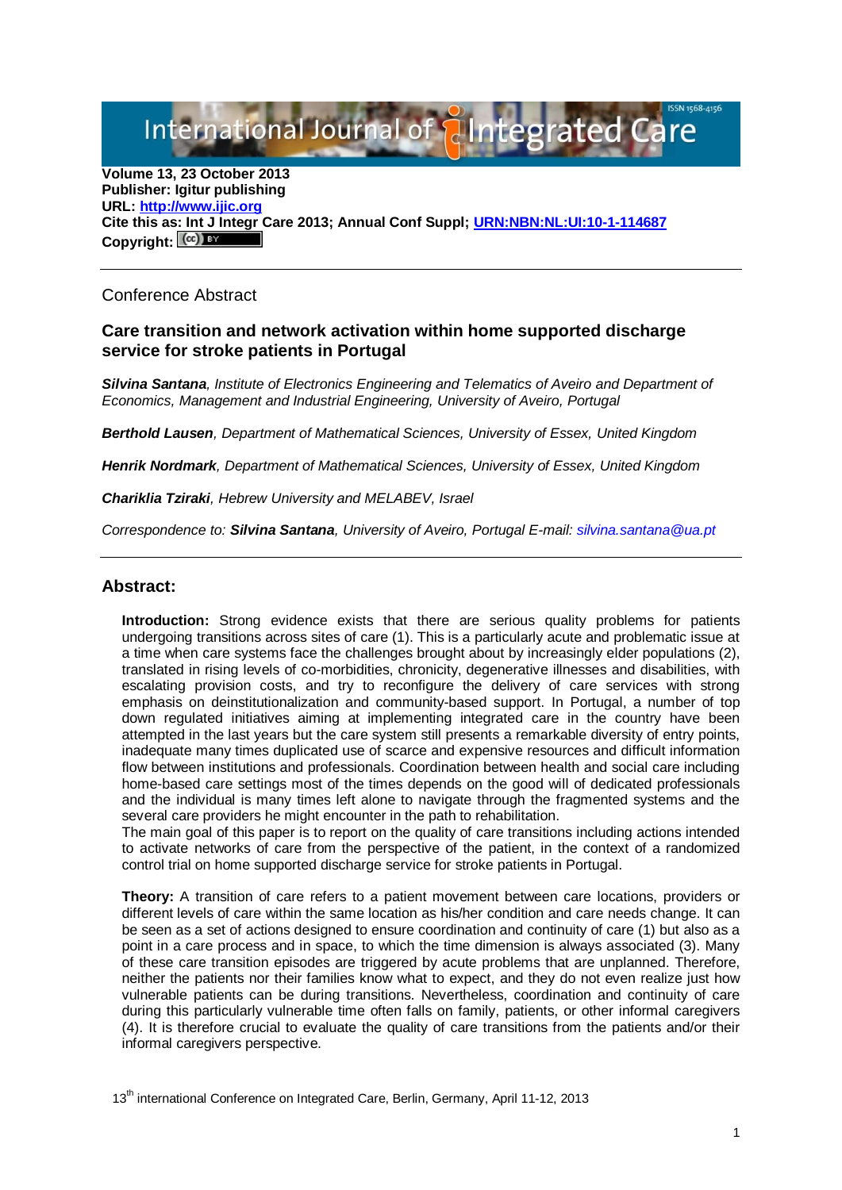Volume 13, 23 October 2013
**Publisher: Igitur publishing**
**URL: http://www.ijic.org**
**Cite this as: Int J Integr Care 2013; Annual Conf Suppl; URN:NBN:NL:UI:10-1-114687**
**Copyright:**

Conference Abstract

## Care transition and network activation within home supported discharge service for stroke patients in Portugal

***Silvina Santana****, Institute of Electronics Engineering and Telematics of Aveiro and Department of Economics, Management and Industrial Engineering, University of Aveiro, Portugal*

***Berthold Lausen****, Department of Mathematical Sciences, University of Essex, United Kingdom*

***Henrik Nordmark****, Department of Mathematical Sciences, University of Essex, United Kingdom*

***Chariklia Tziraki****, Hebrew University and MELABEV, Israel*

*Correspondence to:* ***Silvina Santana****, University of Aveiro, Portugal E-mail: silvina.santana@ua.pt*

## Abstract:

**Introduction:** Strong evidence exists that there are serious quality problems for patients undergoing transitions across sites of care (1). This is a particularly acute and problematic issue at a time when care systems face the challenges brought about by increasingly elder populations (2), translated in rising levels of co-morbidities, chronicity, degenerative illnesses and disabilities, with escalating provision costs, and try to reconfigure the delivery of care services with strong emphasis on deinstitutionalization and community-based support. In Portugal, a number of top down regulated initiatives aiming at implementing integrated care in the country have been attempted in the last years but the care system still presents a remarkable diversity of entry points, inadequate many times duplicated use of scarce and expensive resources and difficult information flow between institutions and professionals. Coordination between health and social care including home-based care settings most of the times depends on the good will of dedicated professionals and the individual is many times left alone to navigate through the fragmented systems and the several care providers he might encounter in the path to rehabilitation.

The main goal of this paper is to report on the quality of care transitions including actions intended to activate networks of care from the perspective of the patient, in the context of a randomized control trial on home supported discharge service for stroke patients in Portugal.

**Theory:** A transition of care refers to a patient movement between care locations, providers or different levels of care within the same location as his/her condition and care needs change. It can be seen as a set of actions designed to ensure coordination and continuity of care (1) but also as a point in a care process and in space, to which the time dimension is always associated (3). Many of these care transition episodes are triggered by acute problems that are unplanned. Therefore, neither the patients nor their families know what to expect, and they do not even realize just how vulnerable patients can be during transitions. Nevertheless, coordination and continuity of care during this particularly vulnerable time often falls on family, patients, or other informal caregivers (4). It is therefore crucial to evaluate the quality of care transitions from the patients and/or their informal caregivers perspective.

13th international Conference on Integrated Care, Berlin, Germany, April 11-12, 2013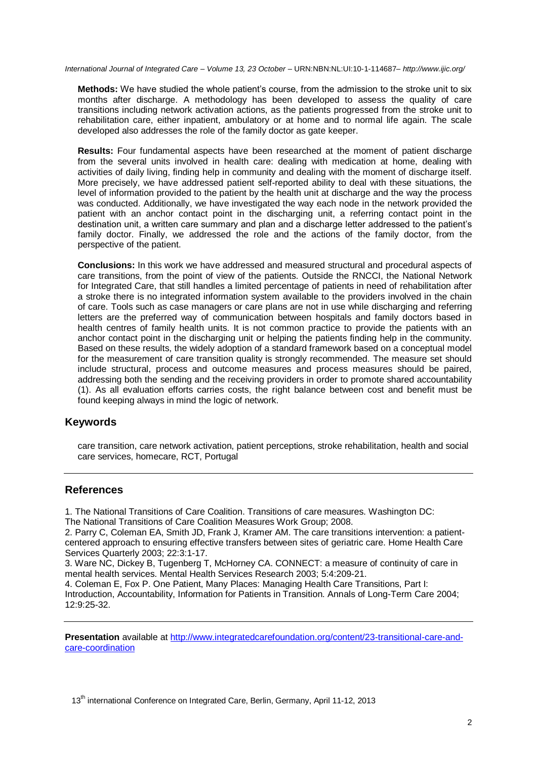**Methods:** We have studied the whole patient's course, from the admission to the stroke unit to six months after discharge. A methodology has been developed to assess the quality of care transitions including network activation actions, as the patients progressed from the stroke unit to rehabilitation care, either inpatient, ambulatory or at home and to normal life again. The scale developed also addresses the role of the family doctor as gate keeper.

**Results:** Four fundamental aspects have been researched at the moment of patient discharge from the several units involved in health care: dealing with medication at home, dealing with activities of daily living, finding help in community and dealing with the moment of discharge itself. More precisely, we have addressed patient self-reported ability to deal with these situations, the level of information provided to the patient by the health unit at discharge and the way the process was conducted. Additionally, we have investigated the way each node in the network provided the patient with an anchor contact point in the discharging unit, a referring contact point in the destination unit, a written care summary and plan and a discharge letter addressed to the patient's family doctor. Finally, we addressed the role and the actions of the family doctor, from the perspective of the patient.

**Conclusions:** In this work we have addressed and measured structural and procedural aspects of care transitions, from the point of view of the patients. Outside the RNCCI, the National Network for Integrated Care, that still handles a limited percentage of patients in need of rehabilitation after a stroke there is no integrated information system available to the providers involved in the chain of care. Tools such as case managers or care plans are not in use while discharging and referring letters are the preferred way of communication between hospitals and family doctors based in health centres of family health units. It is not common practice to provide the patients with an anchor contact point in the discharging unit or helping the patients finding help in the community. Based on these results, the widely adoption of a standard framework based on a conceptual model for the measurement of care transition quality is strongly recommended. The measure set should include structural, process and outcome measures and process measures should be paired, addressing both the sending and the receiving providers in order to promote shared accountability (1). As all evaluation efforts carries costs, the right balance between cost and benefit must be found keeping always in mind the logic of network.

## Keywords

care transition, care network activation, patient perceptions, stroke rehabilitation, health and social care services, homecare, RCT, Portugal

## References

1. The National Transitions of Care Coalition. Transitions of care measures. Washington DC: The National Transitions of Care Coalition Measures Work Group; 2008.
2. Parry C, Coleman EA, Smith JD, Frank J, Kramer AM. The care transitions intervention: a patient-centered approach to ensuring effective transfers between sites of geriatric care. Home Health Care Services Quarterly 2003; 22:3:1-17.
3. Ware NC, Dickey B, Tugenberg T, McHorney CA. CONNECT: a measure of continuity of care in mental health services. Mental Health Services Research 2003; 5:4:209-21.
4. Coleman E, Fox P. One Patient, Many Places: Managing Health Care Transitions, Part I: Introduction, Accountability, Information for Patients in Transition. Annals of Long-Term Care 2004; 12:9:25-32.

**Presentation** available at [http://www.integratedcarefoundation.org/content/23-transitional-care-and-care-coordination](http://www.integratedcarefoundation.org/content/23-transitional-care-and-care-coordination)

13th international Conference on Integrated Care, Berlin, Germany, April 11-12, 2013